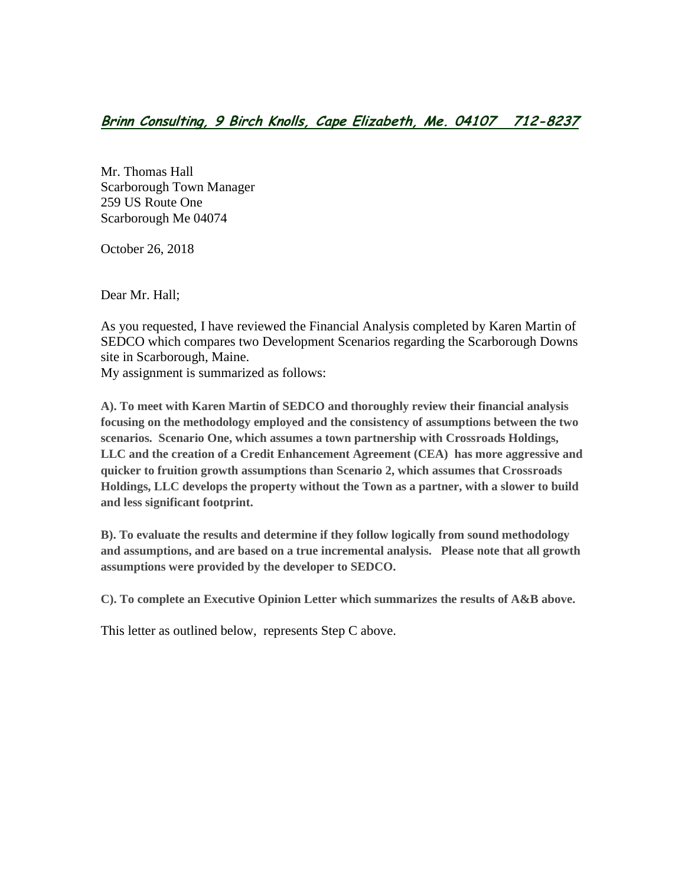***<u>Brinn Consulting, 9 Birch Knolls, Cape Elizabeth, Me. 04107   712-8237</u>***

Mr. Thomas Hall
Scarborough Town Manager
259 US Route One
Scarborough Me 04074

October 26, 2018

Dear Mr. Hall;

As you requested, I have reviewed the Financial Analysis completed by Karen Martin of SEDCO which compares two Development Scenarios regarding the Scarborough Downs site in Scarborough, Maine.
My assignment is summarized as follows:

**A). To meet with Karen Martin of SEDCO and thoroughly review their financial analysis focusing on the methodology employed and the consistency of assumptions between the two scenarios. Scenario One, which assumes a town partnership with Crossroads Holdings, LLC and the creation of a Credit Enhancement Agreement (CEA) has more aggressive and quicker to fruition growth assumptions than Scenario 2, which assumes that Crossroads Holdings, LLC develops the property without the Town as a partner, with a slower to build and less significant footprint.**

**B). To evaluate the results and determine if they follow logically from sound methodology and assumptions, and are based on a true incremental analysis. Please note that all growth assumptions were provided by the developer to SEDCO.**

**C). To complete an Executive Opinion Letter which summarizes the results of A&B above.**

This letter as outlined below, represents Step C above.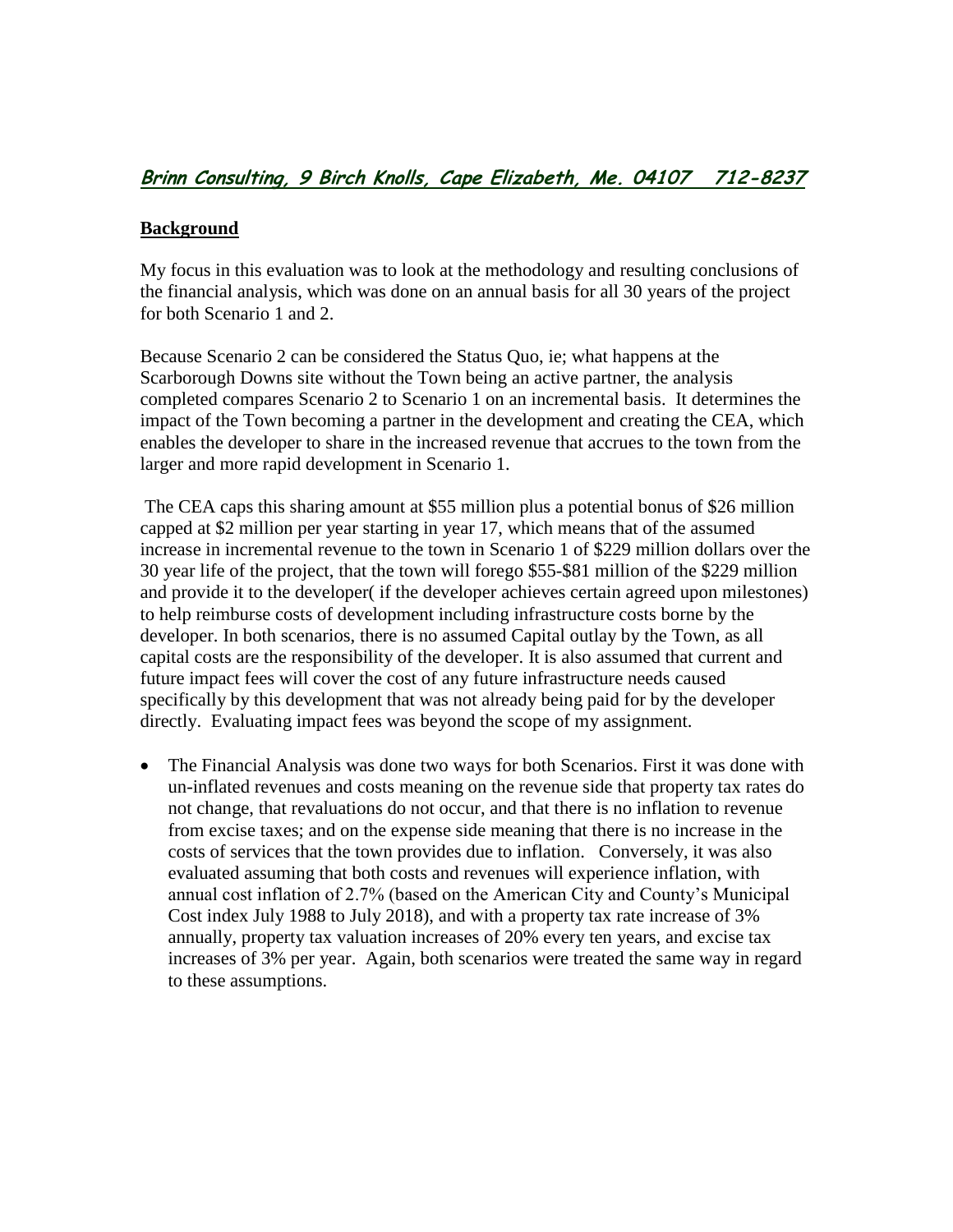***Brinn Consulting, 9 Birch Knolls, Cape Elizabeth, Me. 04107   712-8237***

## Background

My focus in this evaluation was to look at the methodology and resulting conclusions of the financial analysis, which was done on an annual basis for all 30 years of the project for both Scenario 1 and 2.

Because Scenario 2 can be considered the Status Quo, ie; what happens at the Scarborough Downs site without the Town being an active partner, the analysis completed compares Scenario 2 to Scenario 1 on an incremental basis. It determines the impact of the Town becoming a partner in the development and creating the CEA, which enables the developer to share in the increased revenue that accrues to the town from the larger and more rapid development in Scenario 1.

The CEA caps this sharing amount at $55 million plus a potential bonus of $26 million capped at $2 million per year starting in year 17, which means that of the assumed increase in incremental revenue to the town in Scenario 1 of $229 million dollars over the 30 year life of the project, that the town will forego $55-$81 million of the $229 million and provide it to the developer( if the developer achieves certain agreed upon milestones) to help reimburse costs of development including infrastructure costs borne by the developer. In both scenarios, there is no assumed Capital outlay by the Town, as all capital costs are the responsibility of the developer. It is also assumed that current and future impact fees will cover the cost of any future infrastructure needs caused specifically by this development that was not already being paid for by the developer directly. Evaluating impact fees was beyond the scope of my assignment.

- The Financial Analysis was done two ways for both Scenarios. First it was done with un-inflated revenues and costs meaning on the revenue side that property tax rates do not change, that revaluations do not occur, and that there is no inflation to revenue from excise taxes; and on the expense side meaning that there is no increase in the costs of services that the town provides due to inflation. Conversely, it was also evaluated assuming that both costs and revenues will experience inflation, with annual cost inflation of 2.7% (based on the American City and County's Municipal Cost index July 1988 to July 2018), and with a property tax rate increase of 3% annually, property tax valuation increases of 20% every ten years, and excise tax increases of 3% per year. Again, both scenarios were treated the same way in regard to these assumptions.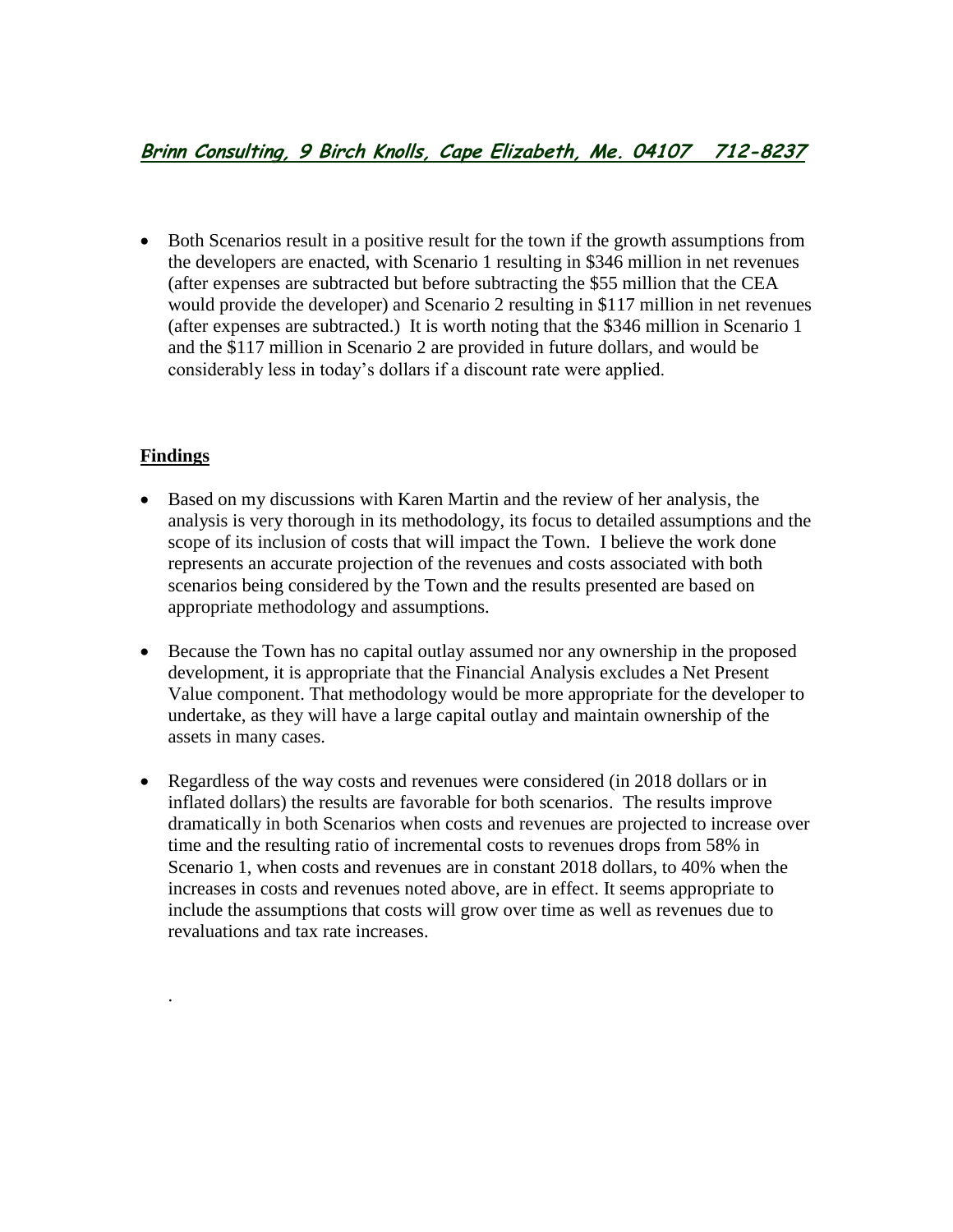***Brinn Consulting, 9 Birch Knolls, Cape Elizabeth, Me. 04107   712-8237***

- Both Scenarios result in a positive result for the town if the growth assumptions from the developers are enacted, with Scenario 1 resulting in $346 million in net revenues (after expenses are subtracted but before subtracting the $55 million that the CEA would provide the developer) and Scenario 2 resulting in $117 million in net revenues (after expenses are subtracted.) It is worth noting that the $346 million in Scenario 1 and the $117 million in Scenario 2 are provided in future dollars, and would be considerably less in today's dollars if a discount rate were applied.

## Findings

- Based on my discussions with Karen Martin and the review of her analysis, the analysis is very thorough in its methodology, its focus to detailed assumptions and the scope of its inclusion of costs that will impact the Town. I believe the work done represents an accurate projection of the revenues and costs associated with both scenarios being considered by the Town and the results presented are based on appropriate methodology and assumptions.

- Because the Town has no capital outlay assumed nor any ownership in the proposed development, it is appropriate that the Financial Analysis excludes a Net Present Value component. That methodology would be more appropriate for the developer to undertake, as they will have a large capital outlay and maintain ownership of the assets in many cases.

- Regardless of the way costs and revenues were considered (in 2018 dollars or in inflated dollars) the results are favorable for both scenarios. The results improve dramatically in both Scenarios when costs and revenues are projected to increase over time and the resulting ratio of incremental costs to revenues drops from 58% in Scenario 1, when costs and revenues are in constant 2018 dollars, to 40% when the increases in costs and revenues noted above, are in effect. It seems appropriate to include the assumptions that costs will grow over time as well as revenues due to revaluations and tax rate increases.

.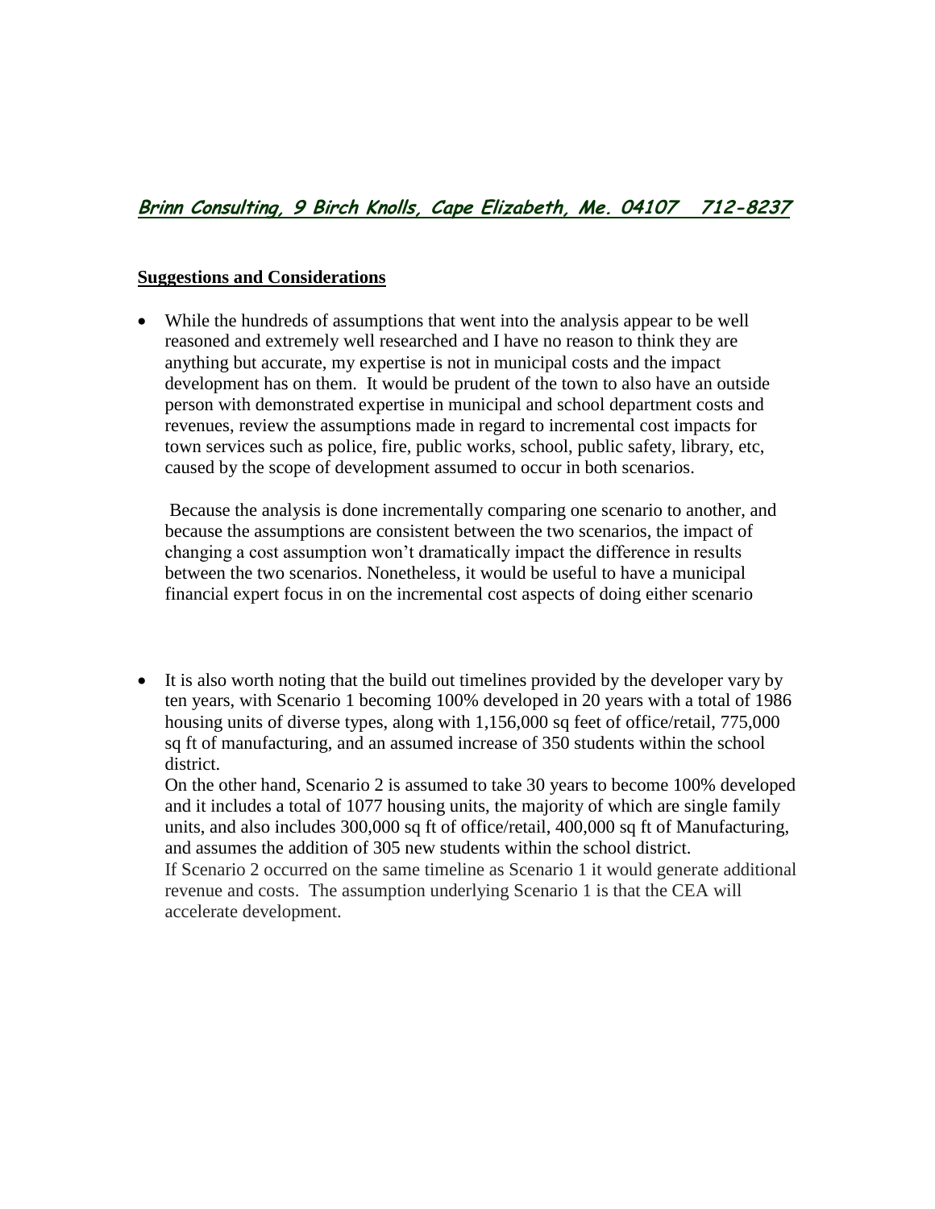***Brinn Consulting, 9 Birch Knolls, Cape Elizabeth, Me. 04107   712-8237***

**Suggestions and Considerations**

- While the hundreds of assumptions that went into the analysis appear to be well reasoned and extremely well researched and I have no reason to think they are anything but accurate, my expertise is not in municipal costs and the impact development has on them. It would be prudent of the town to also have an outside person with demonstrated expertise in municipal and school department costs and revenues, review the assumptions made in regard to incremental cost impacts for town services such as police, fire, public works, school, public safety, library, etc, caused by the scope of development assumed to occur in both scenarios.

  Because the analysis is done incrementally comparing one scenario to another, and because the assumptions are consistent between the two scenarios, the impact of changing a cost assumption won't dramatically impact the difference in results between the two scenarios. Nonetheless, it would be useful to have a municipal financial expert focus in on the incremental cost aspects of doing either scenario

- It is also worth noting that the build out timelines provided by the developer vary by ten years, with Scenario 1 becoming 100% developed in 20 years with a total of 1986 housing units of diverse types, along with 1,156,000 sq feet of office/retail, 775,000 sq ft of manufacturing, and an assumed increase of 350 students within the school district.

  On the other hand, Scenario 2 is assumed to take 30 years to become 100% developed and it includes a total of 1077 housing units, the majority of which are single family units, and also includes 300,000 sq ft of office/retail, 400,000 sq ft of Manufacturing, and assumes the addition of 305 new students within the school district.

  If Scenario 2 occurred on the same timeline as Scenario 1 it would generate additional revenue and costs. The assumption underlying Scenario 1 is that the CEA will accelerate development.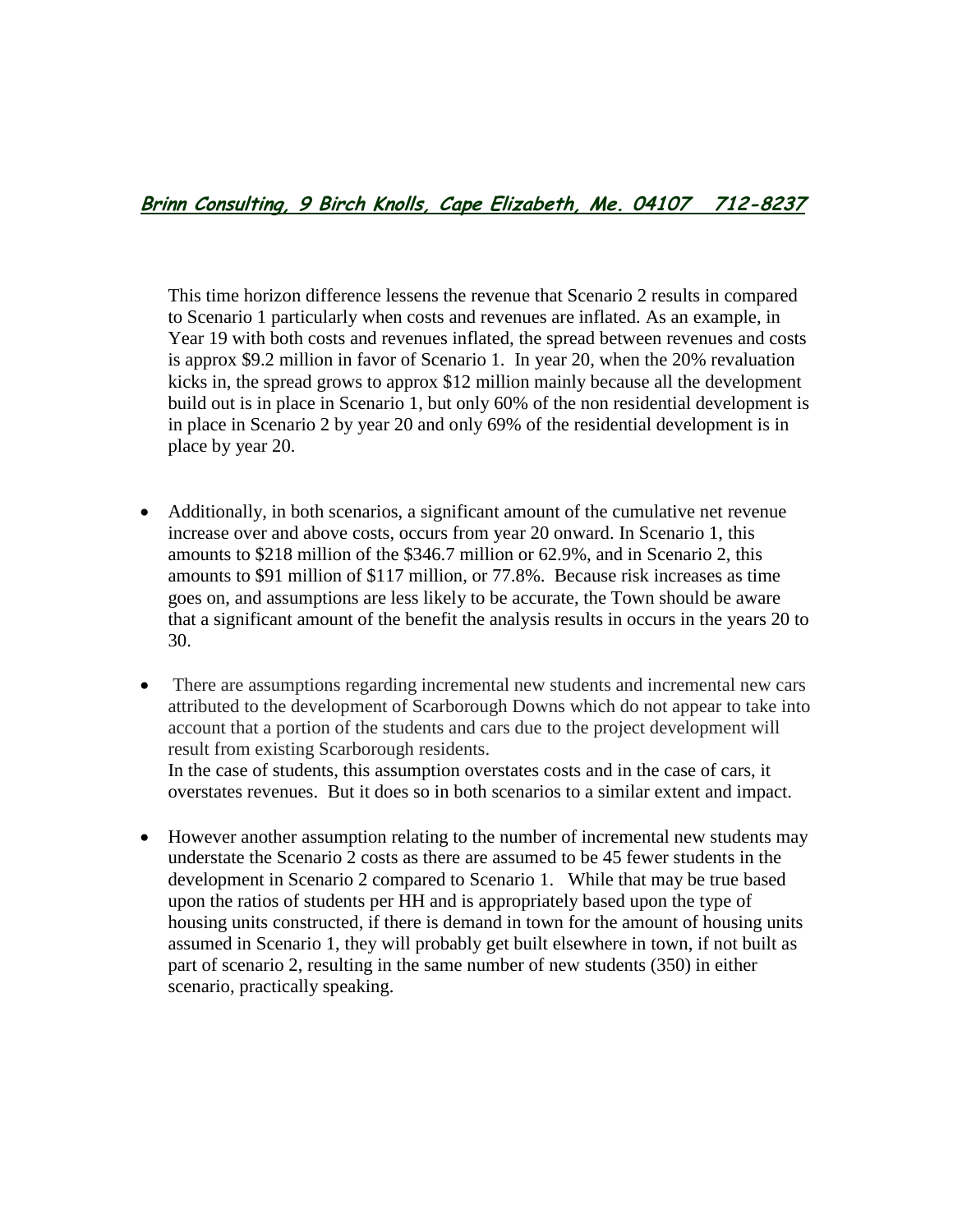This time horizon difference lessens the revenue that Scenario 2 results in compared to Scenario 1 particularly when costs and revenues are inflated. As an example, in Year 19 with both costs and revenues inflated, the spread between revenues and costs is approx $9.2 million in favor of Scenario 1. In year 20, when the 20% revaluation kicks in, the spread grows to approx $12 million mainly because all the development build out is in place in Scenario 1, but only 60% of the non residential development is in place in Scenario 2 by year 20 and only 69% of the residential development is in place by year 20.

- Additionally, in both scenarios, a significant amount of the cumulative net revenue increase over and above costs, occurs from year 20 onward. In Scenario 1, this amounts to $218 million of the $346.7 million or 62.9%, and in Scenario 2, this amounts to $91 million of $117 million, or 77.8%. Because risk increases as time goes on, and assumptions are less likely to be accurate, the Town should be aware that a significant amount of the benefit the analysis results in occurs in the years 20 to 30.

- There are assumptions regarding incremental new students and incremental new cars attributed to the development of Scarborough Downs which do not appear to take into account that a portion of the students and cars due to the project development will result from existing Scarborough residents.
  In the case of students, this assumption overstates costs and in the case of cars, it overstates revenues. But it does so in both scenarios to a similar extent and impact.

- However another assumption relating to the number of incremental new students may understate the Scenario 2 costs as there are assumed to be 45 fewer students in the development in Scenario 2 compared to Scenario 1. While that may be true based upon the ratios of students per HH and is appropriately based upon the type of housing units constructed, if there is demand in town for the amount of housing units assumed in Scenario 1, they will probably get built elsewhere in town, if not built as part of scenario 2, resulting in the same number of new students (350) in either scenario, practically speaking.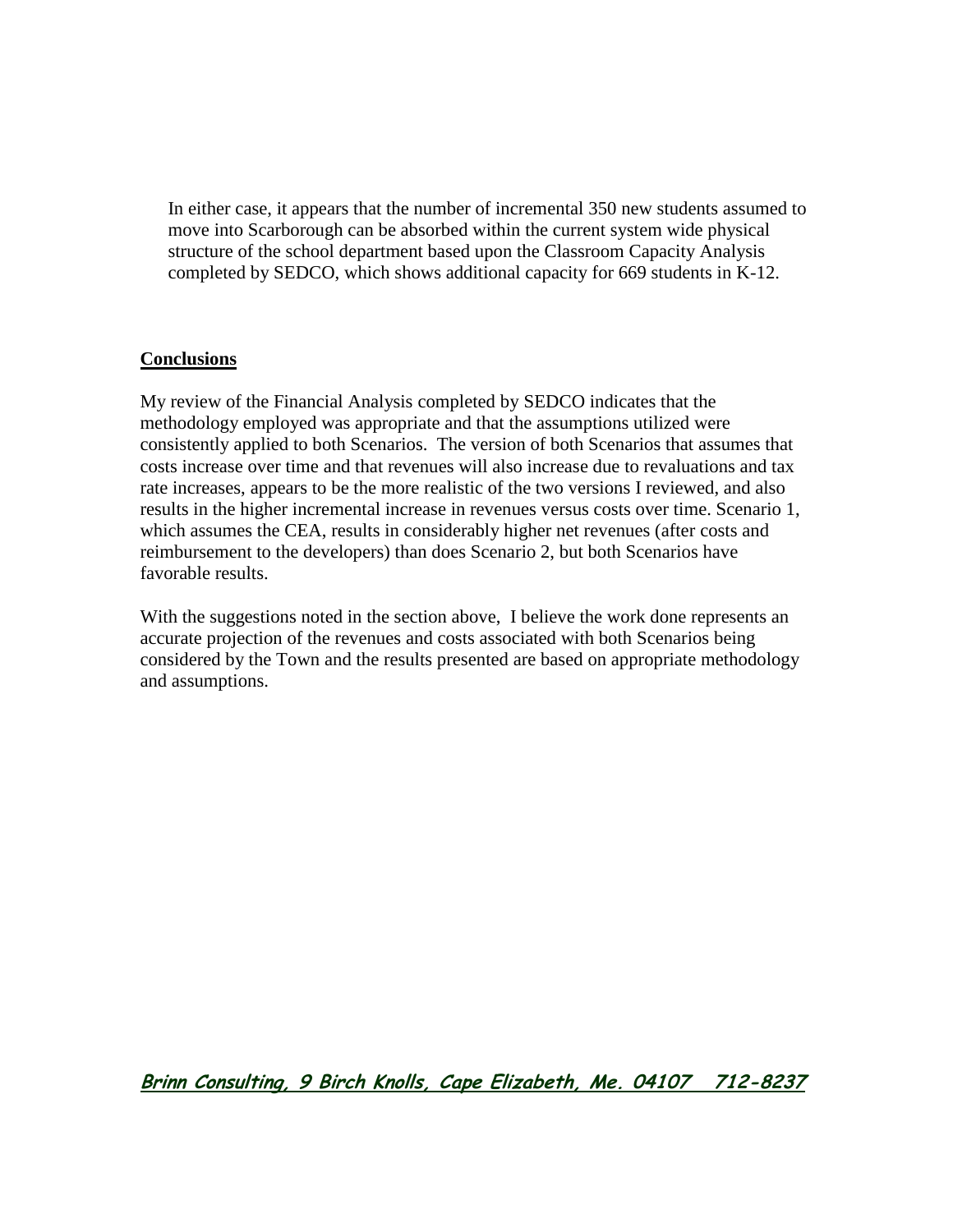In either case, it appears that the number of incremental 350 new students assumed to move into Scarborough can be absorbed within the current system wide physical structure of the school department based upon the Classroom Capacity Analysis completed by SEDCO, which shows additional capacity for 669 students in K-12.

## Conclusions

My review of the Financial Analysis completed by SEDCO indicates that the methodology employed was appropriate and that the assumptions utilized were consistently applied to both Scenarios. The version of both Scenarios that assumes that costs increase over time and that revenues will also increase due to revaluations and tax rate increases, appears to be the more realistic of the two versions I reviewed, and also results in the higher incremental increase in revenues versus costs over time. Scenario 1, which assumes the CEA, results in considerably higher net revenues (after costs and reimbursement to the developers) than does Scenario 2, but both Scenarios have favorable results.

With the suggestions noted in the section above, I believe the work done represents an accurate projection of the revenues and costs associated with both Scenarios being considered by the Town and the results presented are based on appropriate methodology and assumptions.